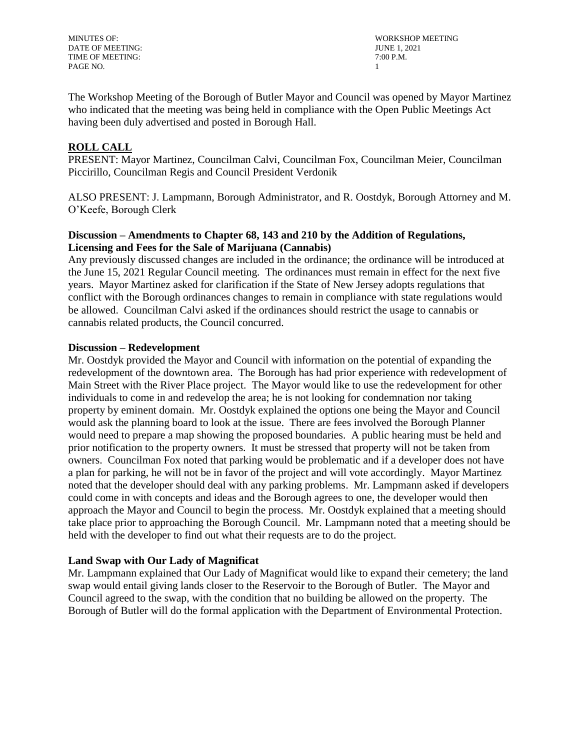The Workshop Meeting of the Borough of Butler Mayor and Council was opened by Mayor Martinez who indicated that the meeting was being held in compliance with the Open Public Meetings Act having been duly advertised and posted in Borough Hall.

## ROLL CALL

PRESENT: Mayor Martinez, Councilman Calvi, Councilman Fox, Councilman Meier, Councilman Piccirillo, Councilman Regis and Council President Verdonik

ALSO PRESENT: J. Lampmann, Borough Administrator, and R. Oostdyk, Borough Attorney and M. O'Keefe, Borough Clerk

### Discussion – Amendments to Chapter 68, 143 and 210 by the Addition of Regulations, Licensing and Fees for the Sale of Marijuana (Cannabis)

Any previously discussed changes are included in the ordinance; the ordinance will be introduced at the June 15, 2021 Regular Council meeting. The ordinances must remain in effect for the next five years. Mayor Martinez asked for clarification if the State of New Jersey adopts regulations that conflict with the Borough ordinances changes to remain in compliance with state regulations would be allowed. Councilman Calvi asked if the ordinances should restrict the usage to cannabis or cannabis related products, the Council concurred.

### Discussion – Redevelopment

Mr. Oostdyk provided the Mayor and Council with information on the potential of expanding the redevelopment of the downtown area. The Borough has had prior experience with redevelopment of Main Street with the River Place project. The Mayor would like to use the redevelopment for other individuals to come in and redevelop the area; he is not looking for condemnation nor taking property by eminent domain. Mr. Oostdyk explained the options one being the Mayor and Council would ask the planning board to look at the issue. There are fees involved the Borough Planner would need to prepare a map showing the proposed boundaries. A public hearing must be held and prior notification to the property owners. It must be stressed that property will not be taken from owners. Councilman Fox noted that parking would be problematic and if a developer does not have a plan for parking, he will not be in favor of the project and will vote accordingly. Mayor Martinez noted that the developer should deal with any parking problems. Mr. Lampmann asked if developers could come in with concepts and ideas and the Borough agrees to one, the developer would then approach the Mayor and Council to begin the process. Mr. Oostdyk explained that a meeting should take place prior to approaching the Borough Council. Mr. Lampmann noted that a meeting should be held with the developer to find out what their requests are to do the project.

### Land Swap with Our Lady of Magnificat

Mr. Lampmann explained that Our Lady of Magnificat would like to expand their cemetery; the land swap would entail giving lands closer to the Reservoir to the Borough of Butler. The Mayor and Council agreed to the swap, with the condition that no building be allowed on the property. The Borough of Butler will do the formal application with the Department of Environmental Protection.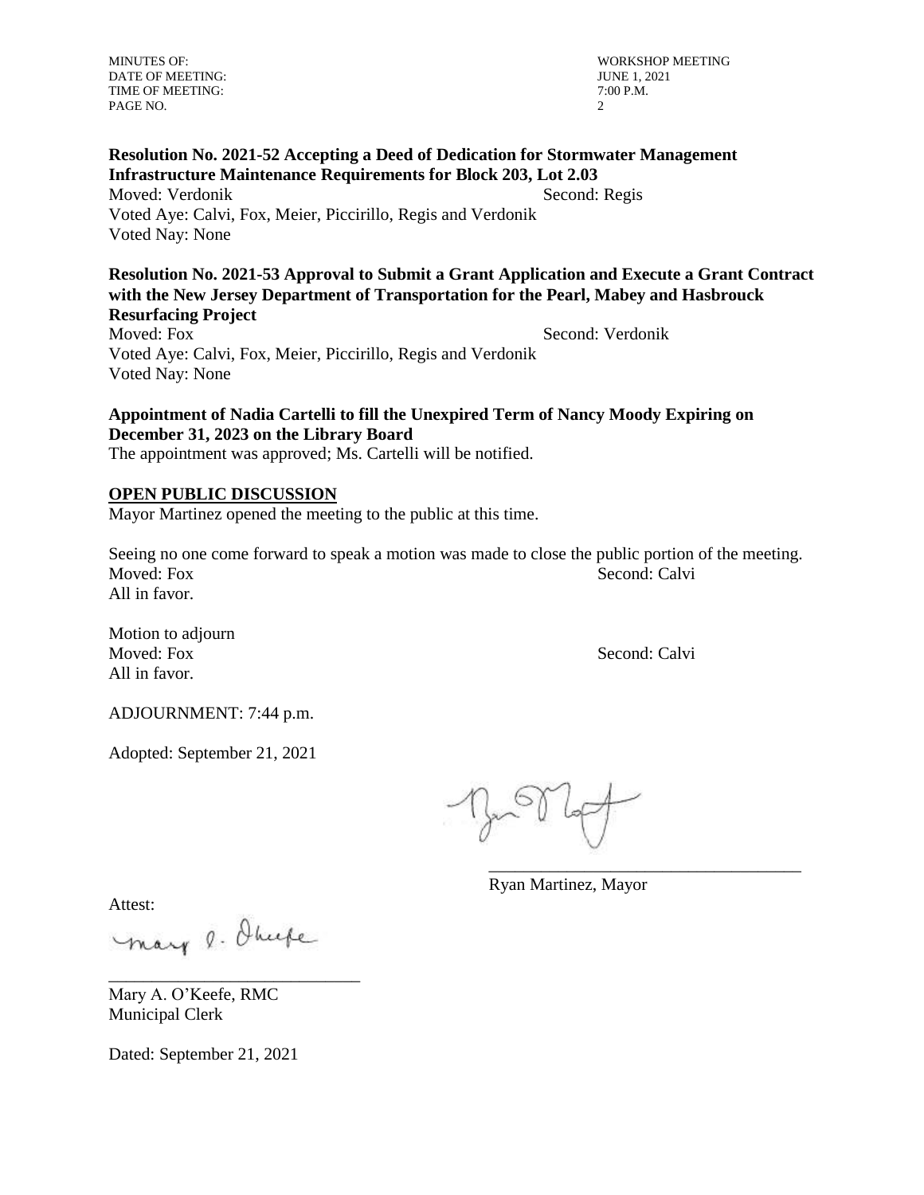**Resolution No. 2021-52 Accepting a Deed of Dedication for Stormwater Management Infrastructure Maintenance Requirements for Block 203, Lot 2.03**

Moved: Verdonik Second: Regis

Voted Aye: Calvi, Fox, Meier, Piccirillo, Regis and Verdonik

Voted Nay: None

**Resolution No. 2021-53 Approval to Submit a Grant Application and Execute a Grant Contract with the New Jersey Department of Transportation for the Pearl, Mabey and Hasbrouck Resurfacing Project**

Moved: Fox Second: Verdonik

Voted Aye: Calvi, Fox, Meier, Piccirillo, Regis and Verdonik

Voted Nay: None

**Appointment of Nadia Cartelli to fill the Unexpired Term of Nancy Moody Expiring on December 31, 2023 on the Library Board**

The appointment was approved; Ms. Cartelli will be notified.

**OPEN PUBLIC DISCUSSION**

Mayor Martinez opened the meeting to the public at this time.

Seeing no one come forward to speak a motion was made to close the public portion of the meeting.

Moved: Fox Second: Calvi

All in favor.

Motion to adjourn

Moved: Fox Second: Calvi

All in favor.

ADJOURNMENT: 7:44 p.m.

Adopted: September 21, 2021

\_\_\_\_\_\_\_\_\_\_\_\_\_\_\_\_\_\_\_\_\_\_\_\_\_\_\_\_\_\_\_\_\_\_\_

Ryan Martinez, Mayor

Attest:

\_\_\_\_\_\_\_\_\_\_\_\_\_\_\_\_\_\_\_\_\_\_\_\_\_\_\_\_

Mary A. O'Keefe, RMC

Municipal Clerk

Dated: September 21, 2021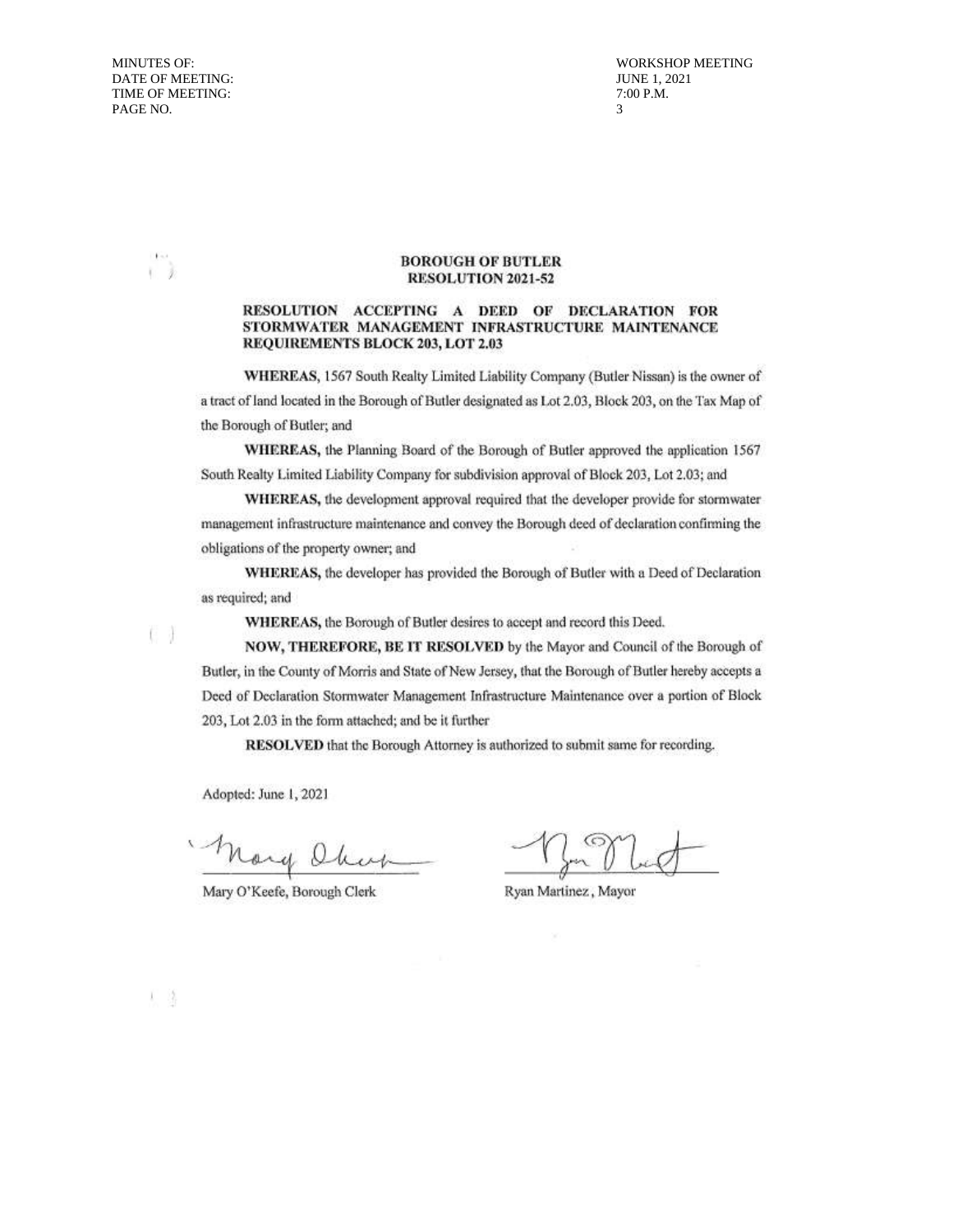**BOROUGH OF BUTLER**
**RESOLUTION 2021-52**

**RESOLUTION ACCEPTING A DEED OF DECLARATION FOR STORMWATER MANAGEMENT INFRASTRUCTURE MAINTENANCE REQUIREMENTS BLOCK 203, LOT 2.03**

**WHEREAS,** 1567 South Realty Limited Liability Company (Butler Nissan) is the owner of a tract of land located in the Borough of Butler designated as Lot 2.03, Block 203, on the Tax Map of the Borough of Butler; and

**WHEREAS,** the Planning Board of the Borough of Butler approved the application 1567 South Realty Limited Liability Company for subdivision approval of Block 203, Lot 2.03; and

**WHEREAS,** the development approval required that the developer provide for stormwater management infrastructure maintenance and convey the Borough deed of declaration confirming the obligations of the property owner; and

**WHEREAS,** the developer has provided the Borough of Butler with a Deed of Declaration as required; and

**WHEREAS,** the Borough of Butler desires to accept and record this Deed.

**NOW, THEREFORE, BE IT RESOLVED** by the Mayor and Council of the Borough of Butler, in the County of Morris and State of New Jersey, that the Borough of Butler hereby accepts a Deed of Declaration Stormwater Management Infrastructure Maintenance over a portion of Block 203, Lot 2.03 in the form attached; and be it further

**RESOLVED** that the Borough Attorney is authorized to submit same for recording.

Adopted: June 1, 2021

Mary O'Keefe, Borough Clerk

Ryan Martinez, Mayor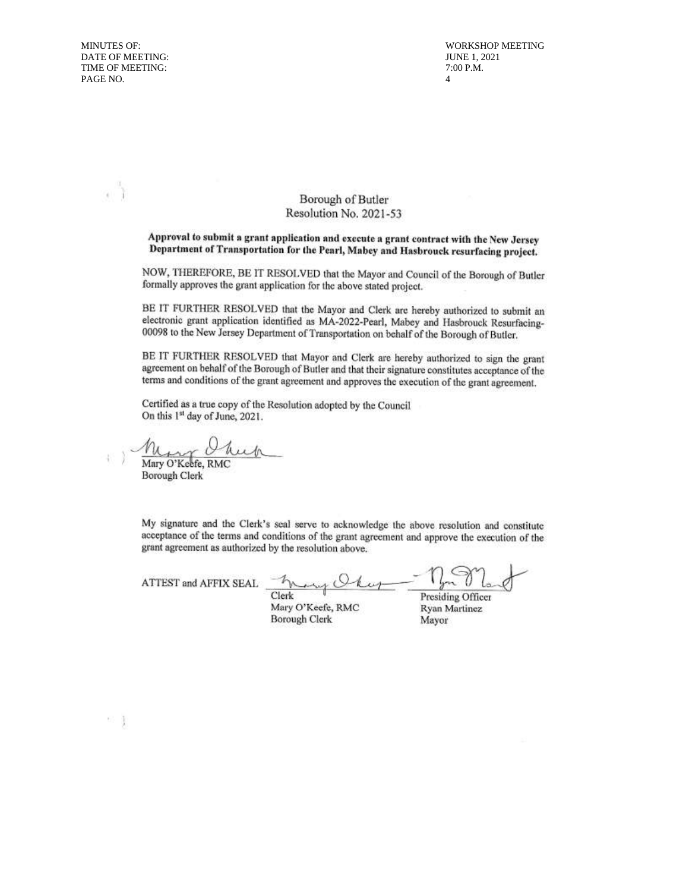Borough of Butler
Resolution No. 2021-53

**Approval to submit a grant application and execute a grant contract with the New Jersey Department of Transportation for the Pearl, Mabey and Hasbrouck resurfacing project.**

NOW, THEREFORE, BE IT RESOLVED that the Mayor and Council of the Borough of Butler formally approves the grant application for the above stated project.

BE IT FURTHER RESOLVED that the Mayor and Clerk are hereby authorized to submit an electronic grant application identified as MA-2022-Pearl, Mabey and Hasbrouck Resurfacing-00098 to the New Jersey Department of Transportation on behalf of the Borough of Butler.

BE IT FURTHER RESOLVED that Mayor and Clerk are hereby authorized to sign the grant agreement on behalf of the Borough of Butler and that their signature constitutes acceptance of the terms and conditions of the grant agreement and approves the execution of the grant agreement.

Certified as a true copy of the Resolution adopted by the Council
On this 1st day of June, 2021.

Mary O'Keefe, RMC
Borough Clerk

My signature and the Clerk's seal serve to acknowledge the above resolution and constitute acceptance of the terms and conditions of the grant agreement and approve the execution of the grant agreement as authorized by the resolution above.

ATTEST and AFFIX SEAL

| | |
|---|---|
| Clerk | Presiding Officer |
| Mary O'Keefe, RMC | Ryan Martinez |
| Borough Clerk | Mayor |